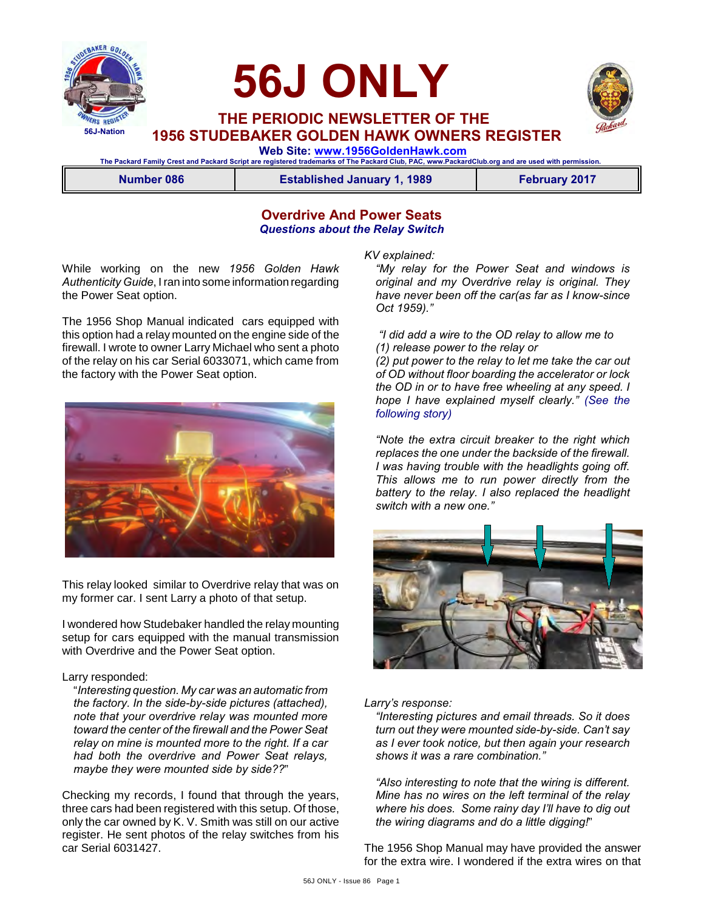# 56J ONLY

## THE PERIODIC NEWSLETTER OF THE 1956 STUDEBAKER GOLDEN HAWK OWNERS REGISTER

**Web Site: www.1956GoldenHawk.com**

The Packard Family Crest and Packard Script are registered trademarks of The Packard Club, PAC, www.PackardClub.org and are used with permission.

| Number 086 | Established January 1, 1989 | February 2017 |
|---|---|---|

## Overdrive And Power Seats

***Questions about the Relay Switch***

While working on the new *1956 Golden Hawk Authenticity Guide*, I ran into some information regarding the Power Seat option.

The 1956 Shop Manual indicated cars equipped with this option had a relay mounted on the engine side of the firewall. I wrote to owner Larry Michael who sent a photo of the relay on his car Serial 6033071, which came from the factory with the Power Seat option.

This relay looked similar to Overdrive relay that was on my former car. I sent Larry a photo of that setup.

I wondered how Studebaker handled the relay mounting setup for cars equipped with the manual transmission with Overdrive and the Power Seat option.

Larry responded:

> "*Interesting question. My car was an automatic from the factory. In the side-by-side pictures (attached), note that your overdrive relay was mounted more toward the center of the firewall and the Power Seat relay on mine is mounted more to the right. If a car had both the overdrive and Power Seat relays, maybe they were mounted side by side??*"

Checking my records, I found that through the years, three cars had been registered with this setup. Of those, only the car owned by K. V. Smith was still on our active register. He sent photos of the relay switches from his car Serial 6031427.

*KV explained:*

> *"My relay for the Power Seat and windows is original and my Overdrive relay is original. They have never been off the car(as far as I know-since Oct 1959)."*
>
> *"I did add a wire to the OD relay to allow me to*
> *(1) release power to the relay or*
> *(2) put power to the relay to let me take the car out of OD without floor boarding the accelerator or lock the OD in or to have free wheeling at any speed. I hope I have explained myself clearly." (See the following story)*
>
> *"Note the extra circuit breaker to the right which replaces the one under the backside of the firewall. I was having trouble with the headlights going off. This allows me to run power directly from the battery to the relay. I also replaced the headlight switch with a new one."*

*Larry's response:*

> *"Interesting pictures and email threads. So it does turn out they were mounted side-by-side. Can't say as I ever took notice, but then again your research shows it was a rare combination."*
>
> *"Also interesting to note that the wiring is different. Mine has no wires on the left terminal of the relay where his does. Some rainy day I'll have to dig out the wiring diagrams and do a little digging!"*

The 1956 Shop Manual may have provided the answer for the extra wire. I wondered if the extra wires on that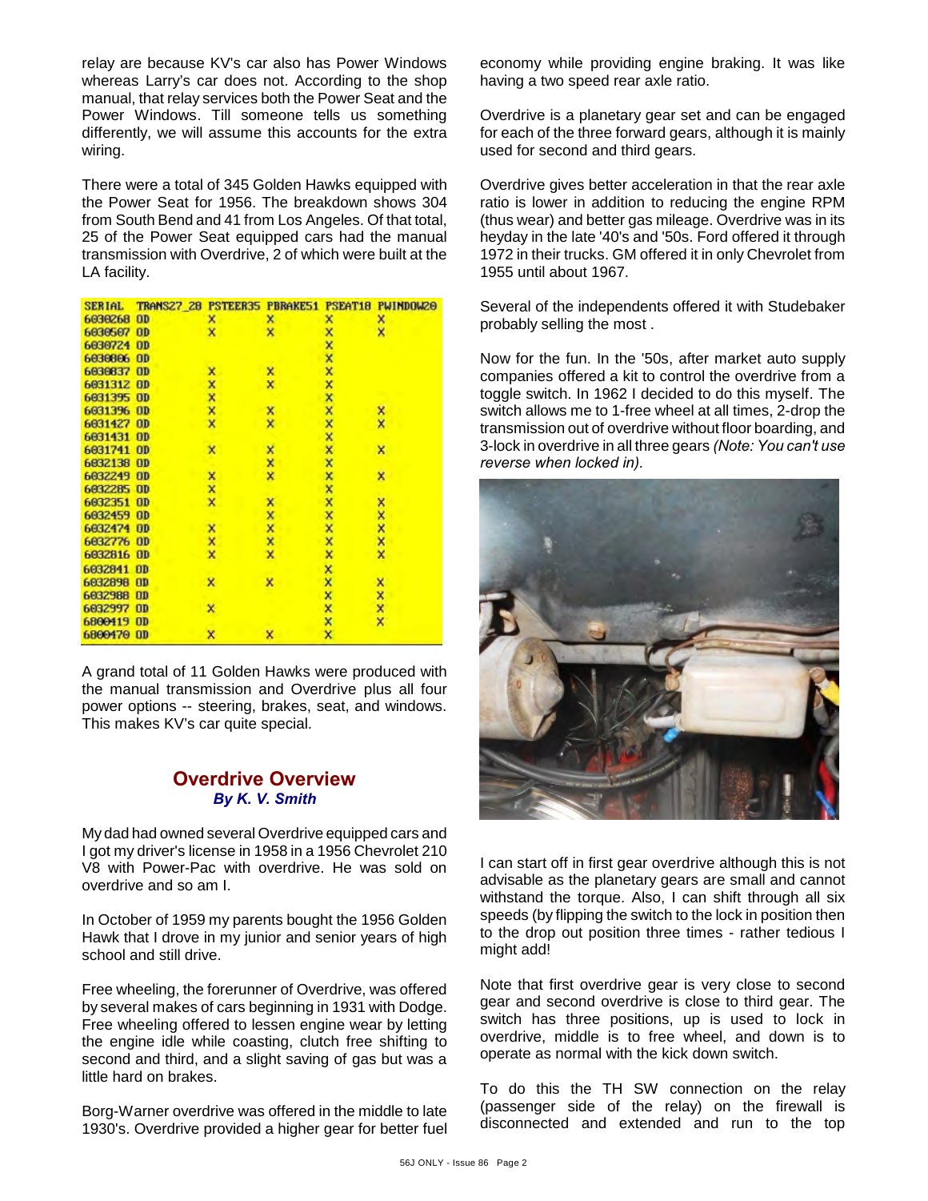relay are because KV's car also has Power Windows whereas Larry's car does not. According to the shop manual, that relay services both the Power Seat and the Power Windows. Till someone tells us something differently, we will assume this accounts for the extra wiring.

There were a total of 345 Golden Hawks equipped with the Power Seat for 1956. The breakdown shows 304 from South Bend and 41 from Los Angeles. Of that total, 25 of the Power Seat equipped cars had the manual transmission with Overdrive, 2 of which were built at the LA facility.

| SERIAL | TRANS27_28 | PSTEER35 | PBRAKE51 | PSEAT18 | PWINDOW20 |
|---|---|---|---|---|---|
| 6030268 | OD | X | X | X | X |
| 6030507 | OD | X | X | X | X |
| 6030724 | OD | | | X | |
| 6030806 | OD | | | X | |
| 6030837 | OD | X | X | X | |
| 6031312 | OD | X | X | X | |
| 6031395 | OD | X | | X | |
| 6031396 | OD | X | X | X | X |
| 6031427 | OD | X | X | X | X |
| 6031431 | OD | | | X | |
| 6031741 | OD | X | X | X | X |
| 6032138 | OD | | X | X | |
| 6032249 | OD | X | X | X | X |
| 6032285 | OD | X | | X | |
| 6032351 | OD | X | X | X | X |
| 6032459 | OD | | X | X | X |
| 6032474 | OD | X | X | X | X |
| 6032776 | OD | X | X | X | X |
| 6032816 | OD | X | X | X | X |
| 6032841 | OD | | | X | |
| 6032898 | OD | X | X | X | X |
| 6032988 | OD | | | X | X |
| 6032997 | OD | X | | X | X |
| 6800419 | OD | | | X | X |
| 6800470 | OD | X | X | X | |

A grand total of 11 Golden Hawks were produced with the manual transmission and Overdrive plus all four power options -- steering, brakes, seat, and windows. This makes KV's car quite special.

## Overdrive Overview

***By K. V. Smith***

My dad had owned several Overdrive equipped cars and I got my driver's license in 1958 in a 1956 Chevrolet 210 V8 with Power-Pac with overdrive. He was sold on overdrive and so am I.

In October of 1959 my parents bought the 1956 Golden Hawk that I drove in my junior and senior years of high school and still drive.

Free wheeling, the forerunner of Overdrive, was offered by several makes of cars beginning in 1931 with Dodge. Free wheeling offered to lessen engine wear by letting the engine idle while coasting, clutch free shifting to second and third, and a slight saving of gas but was a little hard on brakes.

Borg-Warner overdrive was offered in the middle to late 1930's. Overdrive provided a higher gear for better fuel economy while providing engine braking. It was like having a two speed rear axle ratio.

Overdrive is a planetary gear set and can be engaged for each of the three forward gears, although it is mainly used for second and third gears.

Overdrive gives better acceleration in that the rear axle ratio is lower in addition to reducing the engine RPM (thus wear) and better gas mileage. Overdrive was in its heyday in the late '40's and '50s. Ford offered it through 1972 in their trucks. GM offered it in only Chevrolet from 1955 until about 1967.

Several of the independents offered it with Studebaker probably selling the most .

Now for the fun. In the '50s, after market auto supply companies offered a kit to control the overdrive from a toggle switch. In 1962 I decided to do this myself. The switch allows me to 1-free wheel at all times, 2-drop the transmission out of overdrive without floor boarding, and 3-lock in overdrive in all three gears *(Note: You can't use reverse when locked in).*

I can start off in first gear overdrive although this is not advisable as the planetary gears are small and cannot withstand the torque. Also, I can shift through all six speeds (by flipping the switch to the lock in position then to the drop out position three times - rather tedious I might add!

Note that first overdrive gear is very close to second gear and second overdrive is close to third gear. The switch has three positions, up is used to lock in overdrive, middle is to free wheel, and down is to operate as normal with the kick down switch.

To do this the TH SW connection on the relay (passenger side of the relay) on the firewall is disconnected and extended and run to the top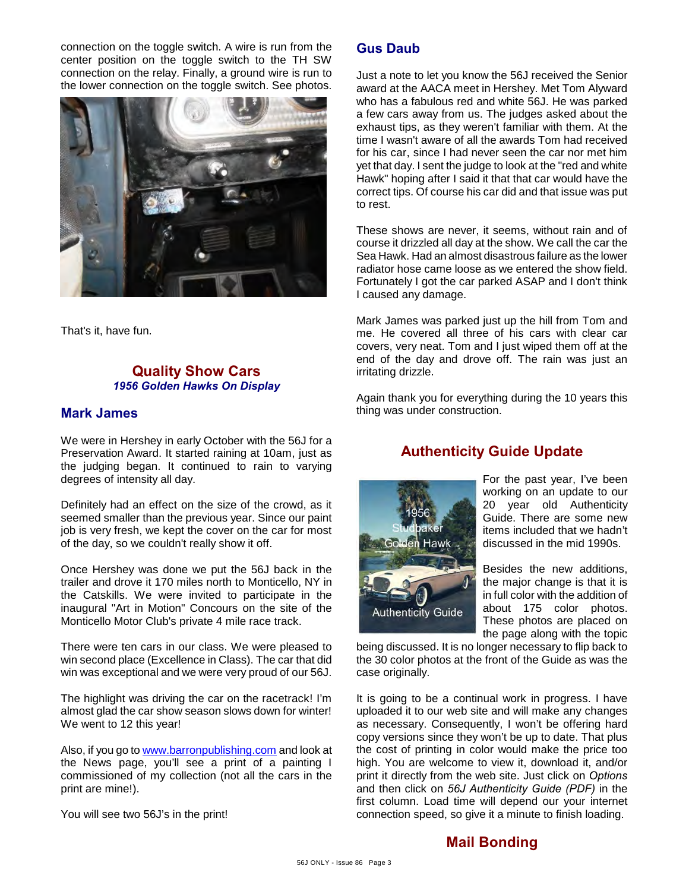connection on the toggle switch. A wire is run from the center position on the toggle switch to the TH SW connection on the relay. Finally, a ground wire is run to the lower connection on the toggle switch. See photos.

That's it, have fun.

## Quality Show Cars

***1956 Golden Hawks On Display***

### Mark James

We were in Hershey in early October with the 56J for a Preservation Award. It started raining at 10am, just as the judging began. It continued to rain to varying degrees of intensity all day.

Definitely had an effect on the size of the crowd, as it seemed smaller than the previous year. Since our paint job is very fresh, we kept the cover on the car for most of the day, so we couldn't really show it off.

Once Hershey was done we put the 56J back in the trailer and drove it 170 miles north to Monticello, NY in the Catskills. We were invited to participate in the inaugural "Art in Motion" Concours on the site of the Monticello Motor Club's private 4 mile race track.

There were ten cars in our class. We were pleased to win second place (Excellence in Class). The car that did win was exceptional and we were very proud of our 56J.

The highlight was driving the car on the racetrack! I'm almost glad the car show season slows down for winter! We went to 12 this year!

Also, if you go to www.barronpublishing.com and look at the News page, you'll see a print of a painting I commissioned of my collection (not all the cars in the print are mine!).

You will see two 56J's in the print!

### Gus Daub

Just a note to let you know the 56J received the Senior award at the AACA meet in Hershey. Met Tom Alyward who has a fabulous red and white 56J. He was parked a few cars away from us. The judges asked about the exhaust tips, as they weren't familiar with them. At the time I wasn't aware of all the awards Tom had received for his car, since I had never seen the car nor met him yet that day. I sent the judge to look at the "red and white Hawk" hoping after I said it that that car would have the correct tips. Of course his car did and that issue was put to rest.

These shows are never, it seems, without rain and of course it drizzled all day at the show. We call the car the Sea Hawk. Had an almost disastrous failure as the lower radiator hose came loose as we entered the show field. Fortunately I got the car parked ASAP and I don't think I caused any damage.

Mark James was parked just up the hill from Tom and me. He covered all three of his cars with clear car covers, very neat. Tom and I just wiped them off at the end of the day and drove off. The rain was just an irritating drizzle.

Again thank you for everything during the 10 years this thing was under construction.

## Authenticity Guide Update

For the past year, I've been working on an update to our 20 year old Authenticity Guide. There are some new items included that we hadn't discussed in the mid 1990s.

Besides the new additions, the major change is that it is in full color with the addition of about 175 color photos. These photos are placed on the page along with the topic being discussed. It is no longer necessary to flip back to the 30 color photos at the front of the Guide as was the case originally.

It is going to be a continual work in progress. I have uploaded it to our web site and will make any changes as necessary. Consequently, I won't be offering hard copy versions since they won't be up to date. That plus the cost of printing in color would make the price too high. You are welcome to view it, download it, and/or print it directly from the web site. Just click on *Options* and then click on *56J Authenticity Guide (PDF)* in the first column. Load time will depend our your internet connection speed, so give it a minute to finish loading.

## Mail Bonding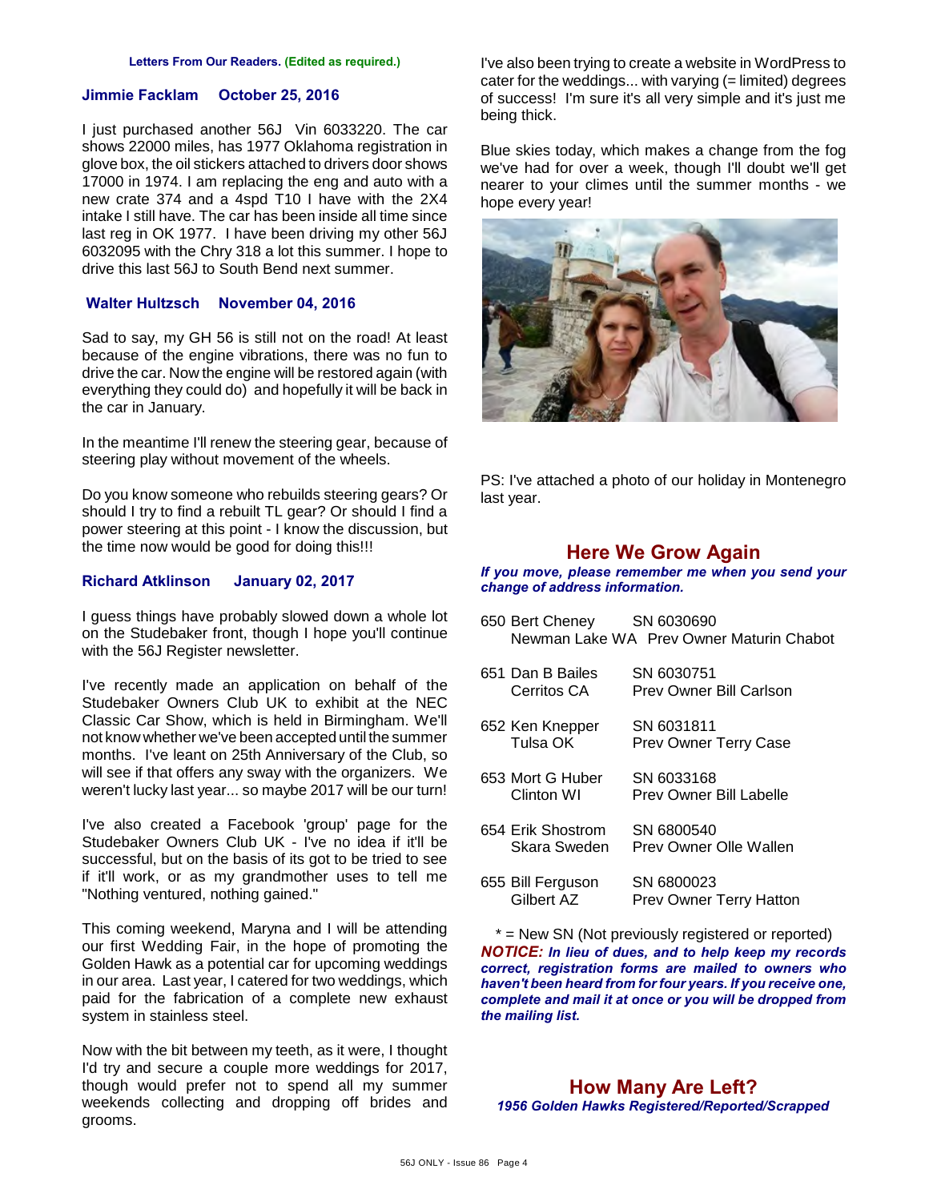**Letters From Our Readers. (Edited as required.)**

### Jimmie Facklam    October 25, 2016

I just purchased another 56J Vin 6033220. The car shows 22000 miles, has 1977 Oklahoma registration in glove box, the oil stickers attached to drivers door shows 17000 in 1974. I am replacing the eng and auto with a new crate 374 and a 4spd T10 I have with the 2X4 intake I still have. The car has been inside all time since last reg in OK 1977. I have been driving my other 56J 6032095 with the Chry 318 a lot this summer. I hope to drive this last 56J to South Bend next summer.

### Walter Hultzsch    November 04, 2016

Sad to say, my GH 56 is still not on the road! At least because of the engine vibrations, there was no fun to drive the car. Now the engine will be restored again (with everything they could do) and hopefully it will be back in the car in January.

In the meantime I'll renew the steering gear, because of steering play without movement of the wheels.

Do you know someone who rebuilds steering gears? Or should I try to find a rebuilt TL gear? Or should I find a power steering at this point - I know the discussion, but the time now would be good for doing this!!!

### Richard Atklinson    January 02, 2017

I guess things have probably slowed down a whole lot on the Studebaker front, though I hope you'll continue with the 56J Register newsletter.

I've recently made an application on behalf of the Studebaker Owners Club UK to exhibit at the NEC Classic Car Show, which is held in Birmingham. We'll not know whether we've been accepted until the summer months. I've leant on 25th Anniversary of the Club, so will see if that offers any sway with the organizers. We weren't lucky last year... so maybe 2017 will be our turn!

I've also created a Facebook 'group' page for the Studebaker Owners Club UK - I've no idea if it'll be successful, but on the basis of its got to be tried to see if it'll work, or as my grandmother uses to tell me "Nothing ventured, nothing gained."

This coming weekend, Maryna and I will be attending our first Wedding Fair, in the hope of promoting the Golden Hawk as a potential car for upcoming weddings in our area. Last year, I catered for two weddings, which paid for the fabrication of a complete new exhaust system in stainless steel.

Now with the bit between my teeth, as it were, I thought I'd try and secure a couple more weddings for 2017, though would prefer not to spend all my summer weekends collecting and dropping off brides and grooms.

I've also been trying to create a website in WordPress to cater for the weddings... with varying (= limited) degrees of success! I'm sure it's all very simple and it's just me being thick.

Blue skies today, which makes a change from the fog we've had for over a week, though I'll doubt we'll get nearer to your climes until the summer months - we hope every year!

PS: I've attached a photo of our holiday in Montenegro last year.

## Here We Grow Again

***If you move, please remember me when you send your change of address information.***

650 Bert Cheney    SN 6030690
Newman Lake WA    Prev Owner Maturin Chabot

651 Dan B Bailes    SN 6030751
Cerritos CA    Prev Owner Bill Carlson

652 Ken Knepper    SN 6031811
Tulsa OK    Prev Owner Terry Case

653 Mort G Huber    SN 6033168
Clinton WI    Prev Owner Bill Labelle

654 Erik Shostrom    SN 6800540
Skara Sweden    Prev Owner Olle Wallen

655 Bill Ferguson    SN 6800023
Gilbert AZ    Prev Owner Terry Hatton

* = New SN (Not previously registered or reported)

***NOTICE:** In lieu of dues, and to help keep my records correct, registration forms are mailed to owners who haven't been heard from for four years. If you receive one, complete and mail it at once or you will be dropped from the mailing list.*

## How Many Are Left?

***1956 Golden Hawks Registered/Reported/Scrapped***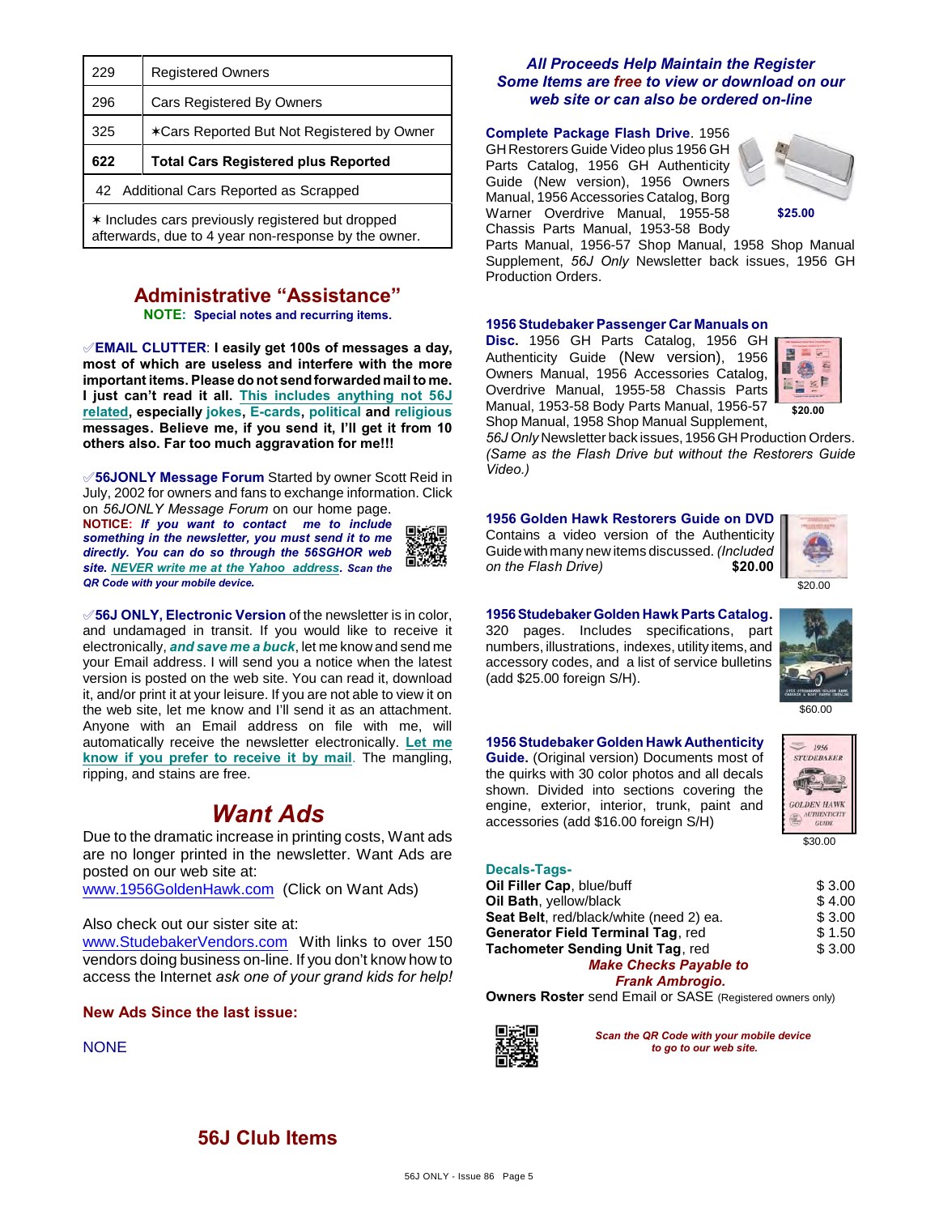| | |
|---|---|
| 229 | Registered Owners |
| 296 | Cars Registered By Owners |
| 325 | ✶Cars Reported But Not Registered by Owner |
| **622** | **Total Cars Registered plus Reported** |
| 42 Additional Cars Reported as Scrapped | |
| ✶ Includes cars previously registered but dropped afterwards, due to 4 year non-response by the owner. | |

## Administrative "Assistance"

**NOTE: Special notes and recurring items.**

✅**EMAIL CLUTTER**: **I easily get 100s of messages a day, most of which are useless and interfere with the more important items. Please do not send forwarded mail to me. I just can't read it all. This includes anything not 56J related, especially jokes, E-cards, political and religious messages. Believe me, if you send it, I'll get it from 10 others also. Far too much aggravation for me!!!**

✅**56JONLY Message Forum** Started by owner Scott Reid in July, 2002 for owners and fans to exchange information. Click on *56JONLY Message Forum* on our home page.
**NOTICE:** ***If you want to contact me to include something in the newsletter, you must send it to me directly. You can do so through the 56SGHOR web site. NEVER write me at the Yahoo address. Scan the QR Code with your mobile device.***

✅**56J ONLY, Electronic Version** of the newsletter is in color, and undamaged in transit. If you would like to receive it electronically, ***and save me a buck***, let me know and send me your Email address. I will send you a notice when the latest version is posted on the web site. You can read it, download it, and/or print it at your leisure. If you are not able to view it on the web site, let me know and I'll send it as an attachment. Anyone with an Email address on file with me, will automatically receive the newsletter electronically. **Let me know if you prefer to receive it by mail**. The mangling, ripping, and stains are free.

## *Want Ads*

Due to the dramatic increase in printing costs, Want ads are no longer printed in the newsletter. Want Ads are posted on our web site at:
www.1956GoldenHawk.com (Click on Want Ads)

Also check out our sister site at:
www.StudebakerVendors.com With links to over 150 vendors doing business on-line. If you don't know how to access the Internet *ask one of your grand kids for help!*

**New Ads Since the last issue:**

NONE

## 56J Club Items

***All Proceeds Help Maintain the Register***
***Some Items are free to view or download on our web site or can also be ordered on-line***

**Complete Package Flash Drive.** 1956 GH Restorers Guide Video plus 1956 GH Parts Catalog, 1956 GH Authenticity Guide (New version), 1956 Owners Manual, 1956 Accessories Catalog, Borg Warner Overdrive Manual, 1955-58 Chassis Parts Manual, 1953-58 Body Parts Manual, 1956-57 Shop Manual, 1958 Shop Manual Supplement, *56J Only* Newsletter back issues, 1956 GH Production Orders. **$25.00**

**1956 Studebaker Passenger Car Manuals on Disc.** 1956 GH Parts Catalog, 1956 GH Authenticity Guide (New version), 1956 Owners Manual, 1956 Accessories Catalog, Overdrive Manual, 1955-58 Chassis Parts Manual, 1953-58 Body Parts Manual, 1956-57 Shop Manual, 1958 Shop Manual Supplement, *56J Only* Newsletter back issues, 1956 GH Production Orders. *(Same as the Flash Drive but without the Restorers Guide Video.)* **$20.00**

**1956 Golden Hawk Restorers Guide on DVD** Contains a video version of the Authenticity Guide with many new items discussed. *(Included on the Flash Drive)* **$20.00**

**1956 Studebaker Golden Hawk Parts Catalog.** 320 pages. Includes specifications, part numbers, illustrations, indexes, utility items, and accessory codes, and a list of service bulletins (add $25.00 foreign S/H). $60.00

**1956 Studebaker Golden Hawk Authenticity Guide.** (Original version) Documents most of the quirks with 30 color photos and all decals shown. Divided into sections covering the engine, exterior, interior, trunk, paint and accessories (add $16.00 foreign S/H) $30.00

**Decals-Tags-**

| | |
|---|---|
| **Oil Filler Cap**, blue/buff | $ 3.00 |
| **Oil Bath**, yellow/black | $ 4.00 |
| **Seat Belt**, red/black/white (need 2) ea. | $ 3.00 |
| **Generator Field Terminal Tag**, red | $ 1.50 |
| **Tachometer Sending Unit Tag**, red | $ 3.00 |

***Make Checks Payable to Frank Ambrogio.***

**Owners Roster** send Email or SASE (Registered owners only)

***Scan the QR Code with your mobile device to go to our web site.***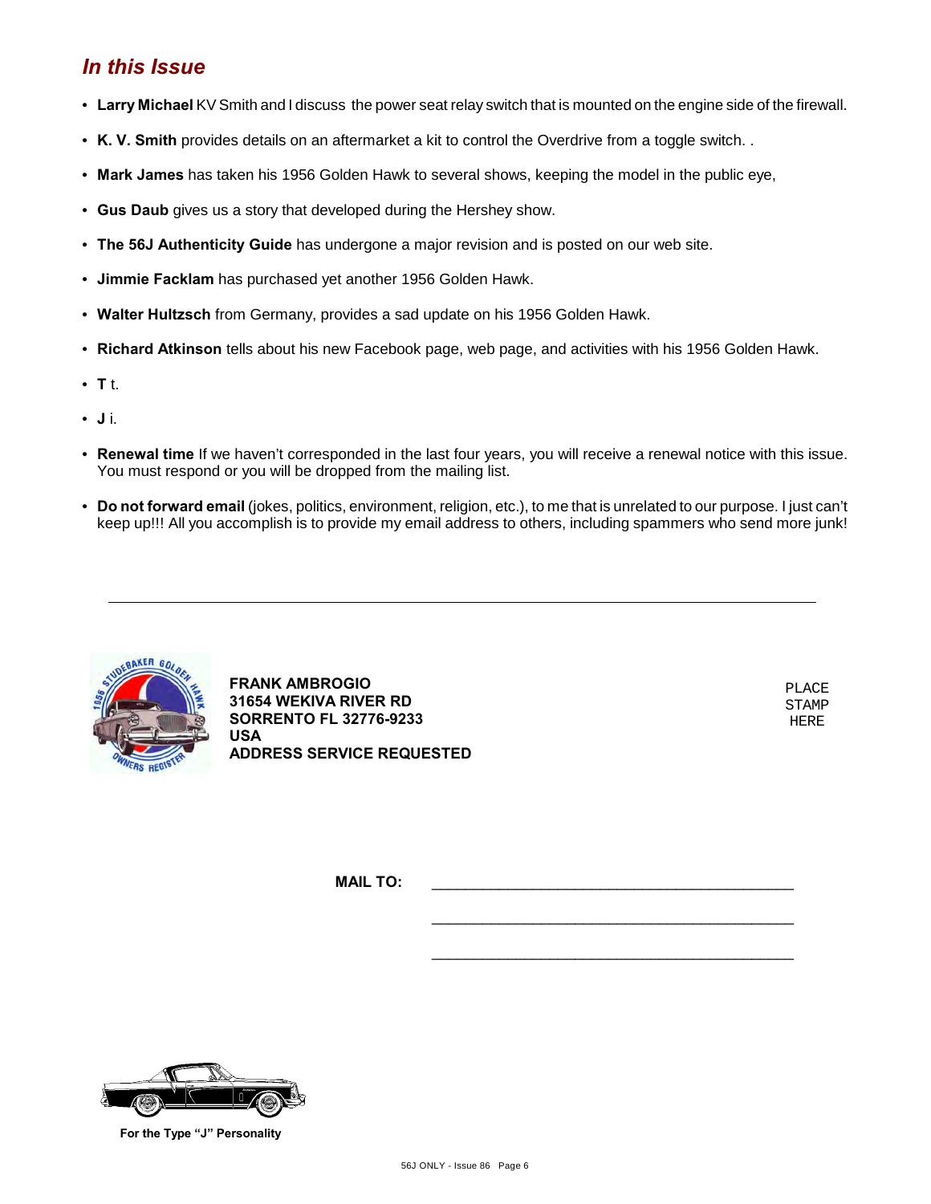## *In this Issue*

- **Larry Michael** KV Smith and I discuss the power seat relay switch that is mounted on the engine side of the firewall.
- **K. V. Smith** provides details on an aftermarket a kit to control the Overdrive from a toggle switch. .
- **Mark James** has taken his 1956 Golden Hawk to several shows, keeping the model in the public eye,
- **Gus Daub** gives us a story that developed during the Hershey show.
- **The 56J Authenticity Guide** has undergone a major revision and is posted on our web site.
- **Jimmie Facklam** has purchased yet another 1956 Golden Hawk.
- **Walter Hultzsch** from Germany, provides a sad update on his 1956 Golden Hawk.
- **Richard Atkinson** tells about his new Facebook page, web page, and activities with his 1956 Golden Hawk.
- **T** t.
- **J** i.
- **Renewal time** If we haven't corresponded in the last four years, you will receive a renewal notice with this issue. You must respond or you will be dropped from the mailing list.
- **Do not forward email** (jokes, politics, environment, religion, etc.), to me that is unrelated to our purpose. I just can't keep up!!! All you accomplish is to provide my email address to others, including spammers who send more junk!

---

**FRANK AMBROGIO**
**31654 WEKIVA RIVER RD**
**SORRENTO FL 32776-9233**
**USA**
**ADDRESS SERVICE REQUESTED**

PLACE
STAMP
HERE

**MAIL TO:** ____________________________________________

____________________________________________

____________________________________________

**For the Type "J" Personality**